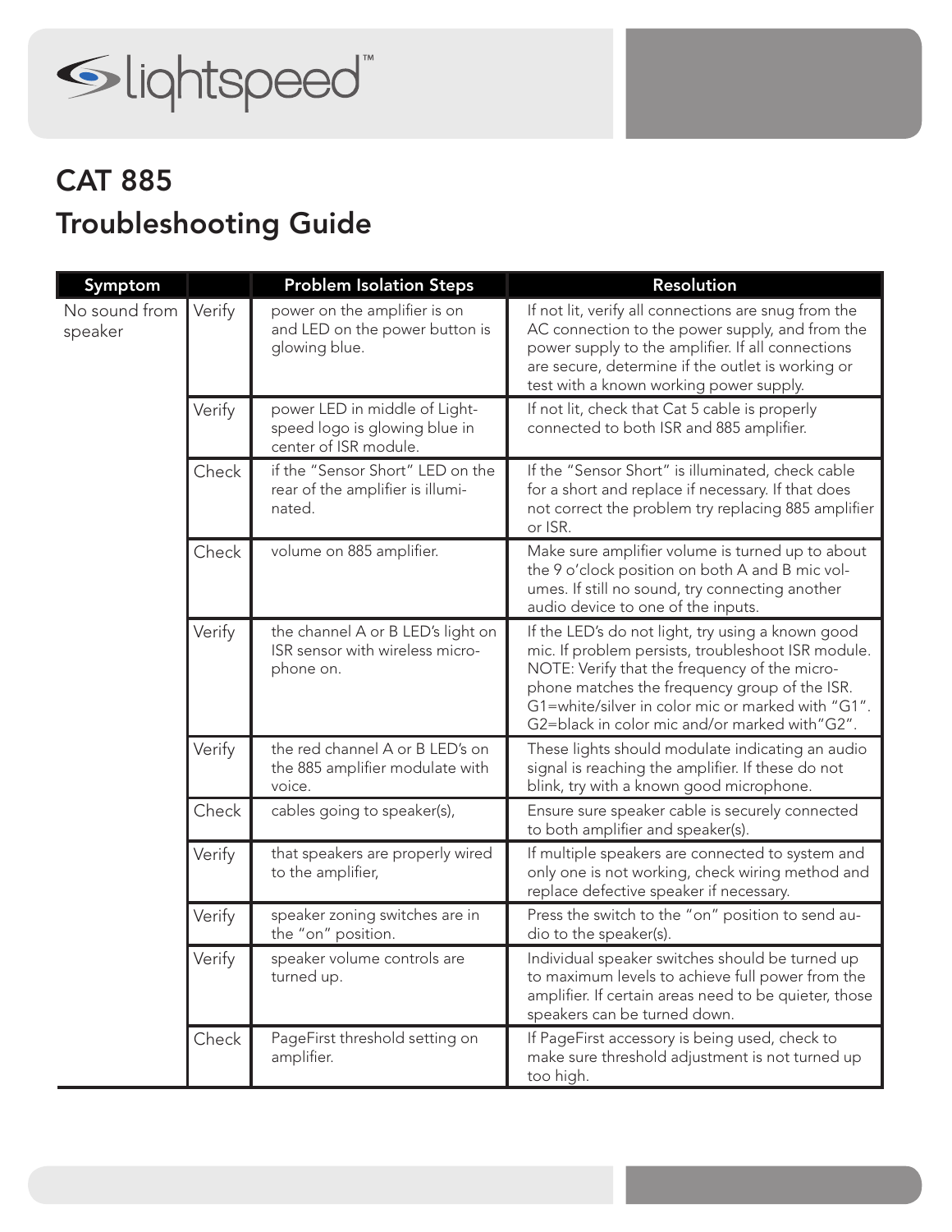lightspeed™

# CAT 885

# Troubleshooting Guide

| Symptom | | Problem Isolation Steps | Resolution |
|---|---|---|---|
| No sound from speaker | Verify | power on the amplifier is on and LED on the power button is glowing blue. | If not lit, verify all connections are snug from the AC connection to the power supply, and from the power supply to the amplifier. If all connections are secure, determine if the outlet is working or test with a known working power supply. |
| | Verify | power LED in middle of Lightspeed logo is glowing blue in center of ISR module. | If not lit, check that Cat 5 cable is properly connected to both ISR and 885 amplifier. |
| | Check | if the "Sensor Short" LED on the rear of the amplifier is illuminated. | If the "Sensor Short" is illuminated, check cable for a short and replace if necessary. If that does not correct the problem try replacing 885 amplifier or ISR. |
| | Check | volume on 885 amplifier. | Make sure amplifier volume is turned up to about the 9 o'clock position on both A and B mic volumes. If still no sound, try connecting another audio device to one of the inputs. |
| | Verify | the channel A or B LED's light on ISR sensor with wireless microphone on. | If the LED's do not light, try using a known good mic. If problem persists, troubleshoot ISR module. NOTE: Verify that the frequency of the microphone matches the frequency group of the ISR. G1=white/silver in color mic or marked with "G1". G2=black in color mic and/or marked with"G2". |
| | Verify | the red channel A or B LED's on the 885 amplifier modulate with voice. | These lights should modulate indicating an audio signal is reaching the amplifier. If these do not blink, try with a known good microphone. |
| | Check | cables going to speaker(s), | Ensure sure speaker cable is securely connected to both amplifier and speaker(s). |
| | Verify | that speakers are properly wired to the amplifier, | If multiple speakers are connected to system and only one is not working, check wiring method and replace defective speaker if necessary. |
| | Verify | speaker zoning switches are in the "on" position. | Press the switch to the "on" position to send audio to the speaker(s). |
| | Verify | speaker volume controls are turned up. | Individual speaker switches should be turned up to maximum levels to achieve full power from the amplifier. If certain areas need to be quieter, those speakers can be turned down. |
| | Check | PageFirst threshold setting on amplifier. | If PageFirst accessory is being used, check to make sure threshold adjustment is not turned up too high. |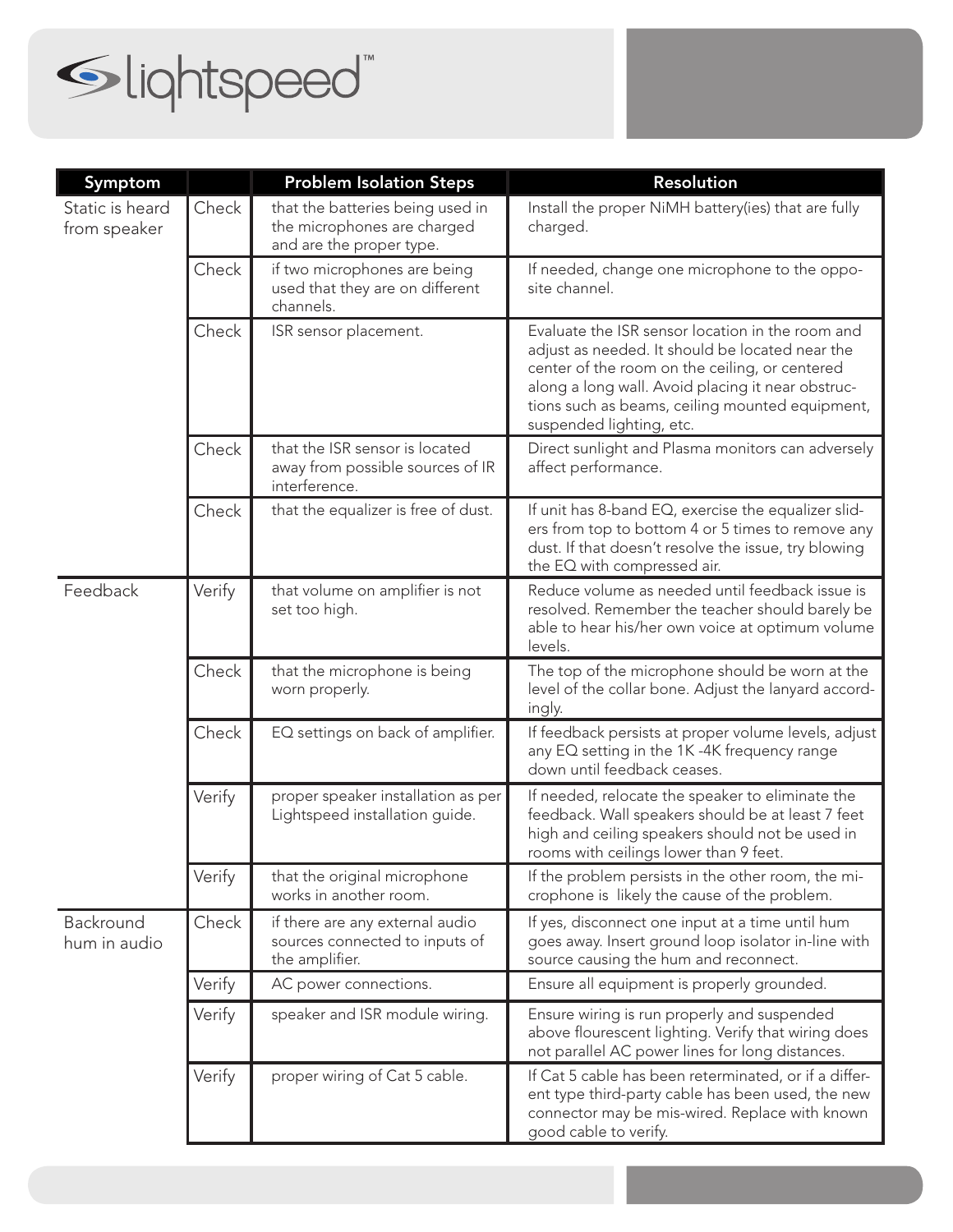| Symptom | | Problem Isolation Steps | Resolution |
|---|---|---|---|
| Static is heard from speaker | Check | that the batteries being used in the microphones are charged and are the proper type. | Install the proper NiMH battery(ies) that are fully charged. |
| | Check | if two microphones are being used that they are on different channels. | If needed, change one microphone to the opposite channel. |
| | Check | ISR sensor placement. | Evaluate the ISR sensor location in the room and adjust as needed. It should be located near the center of the room on the ceiling, or centered along a long wall. Avoid placing it near obstructions such as beams, ceiling mounted equipment, suspended lighting, etc. |
| | Check | that the ISR sensor is located away from possible sources of IR interference. | Direct sunlight and Plasma monitors can adversely affect performance. |
| | Check | that the equalizer is free of dust. | If unit has 8-band EQ, exercise the equalizer sliders from top to bottom 4 or 5 times to remove any dust. If that doesn't resolve the issue, try blowing the EQ with compressed air. |
| Feedback | Verify | that volume on amplifier is not set too high. | Reduce volume as needed until feedback issue is resolved. Remember the teacher should barely be able to hear his/her own voice at optimum volume levels. |
| | Check | that the microphone is being worn properly. | The top of the microphone should be worn at the level of the collar bone. Adjust the lanyard accordingly. |
| | Check | EQ settings on back of amplifier. | If feedback persists at proper volume levels, adjust any EQ setting in the 1K -4K frequency range down until feedback ceases. |
| | Verify | proper speaker installation as per Lightspeed installation guide. | If needed, relocate the speaker to eliminate the feedback. Wall speakers should be at least 7 feet high and ceiling speakers should not be used in rooms with ceilings lower than 9 feet. |
| | Verify | that the original microphone works in another room. | If the problem persists in the other room, the microphone is likely the cause of the problem. |
| Backround hum in audio | Check | if there are any external audio sources connected to inputs of the amplifier. | If yes, disconnect one input at a time until hum goes away. Insert ground loop isolator in-line with source causing the hum and reconnect. |
| | Verify | AC power connections. | Ensure all equipment is properly grounded. |
| | Verify | speaker and ISR module wiring. | Ensure wiring is run properly and suspended above flourescent lighting. Verify that wiring does not parallel AC power lines for long distances. |
| | Verify | proper wiring of Cat 5 cable. | If Cat 5 cable has been reterminated, or if a different type third-party cable has been used, the new connector may be mis-wired. Replace with known good cable to verify. |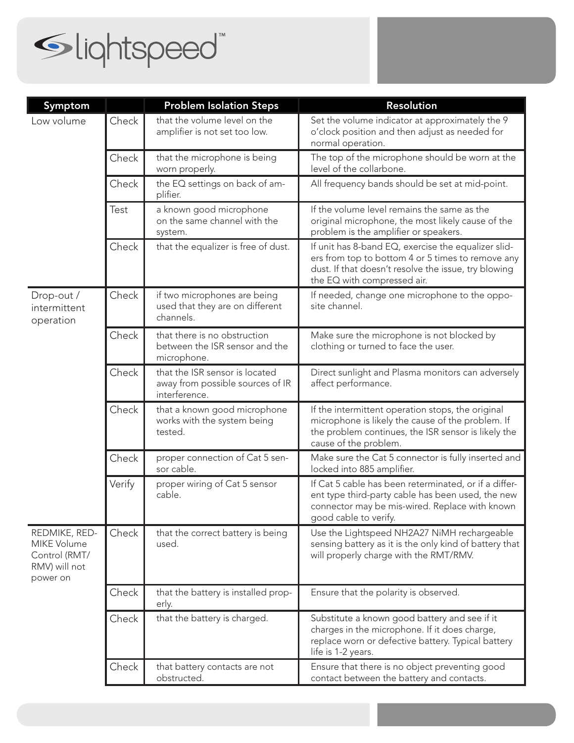| Symptom | | Problem Isolation Steps | Resolution |
|---|---|---|---|
| Low volume | Check | that the volume level on the amplifier is not set too low. | Set the volume indicator at approximately the 9 o'clock position and then adjust as needed for normal operation. |
| | Check | that the microphone is being worn properly. | The top of the microphone should be worn at the level of the collarbone. |
| | Check | the EQ settings on back of amplifier. | All frequency bands should be set at mid-point. |
| | Test | a known good microphone on the same channel with the system. | If the volume level remains the same as the original microphone, the most likely cause of the problem is the amplifier or speakers. |
| | Check | that the equalizer is free of dust. | If unit has 8-band EQ, exercise the equalizer sliders from top to bottom 4 or 5 times to remove any dust. If that doesn't resolve the issue, try blowing the EQ with compressed air. |
| Drop-out / intermittent operation | Check | if two microphones are being used that they are on different channels. | If needed, change one microphone to the opposite channel. |
| | Check | that there is no obstruction between the ISR sensor and the microphone. | Make sure the microphone is not blocked by clothing or turned to face the user. |
| | Check | that the ISR sensor is located away from possible sources of IR interference. | Direct sunlight and Plasma monitors can adversely affect performance. |
| | Check | that a known good microphone works with the system being tested. | If the intermittent operation stops, the original microphone is likely the cause of the problem. If the problem continues, the ISR sensor is likely the cause of the problem. |
| | Check | proper connection of Cat 5 sensor cable. | Make sure the Cat 5 connector is fully inserted and locked into 885 amplifier. |
| | Verify | proper wiring of Cat 5 sensor cable. | If Cat 5 cable has been reterminated, or if a different type third-party cable has been used, the new connector may be mis-wired. Replace with known good cable to verify. |
| REDMIKE, REDMIKE Volume Control (RMT/RMV) will not power on | Check | that the correct battery is being used. | Use the Lightspeed NH2A27 NiMH rechargeable sensing battery as it is the only kind of battery that will properly charge with the RMT/RMV. |
| | Check | that the battery is installed properly. | Ensure that the polarity is observed. |
| | Check | that the battery is charged. | Substitute a known good battery and see if it charges in the microphone. If it does charge, replace worn or defective battery. Typical battery life is 1-2 years. |
| | Check | that battery contacts are not obstructed. | Ensure that there is no object preventing good contact between the battery and contacts. |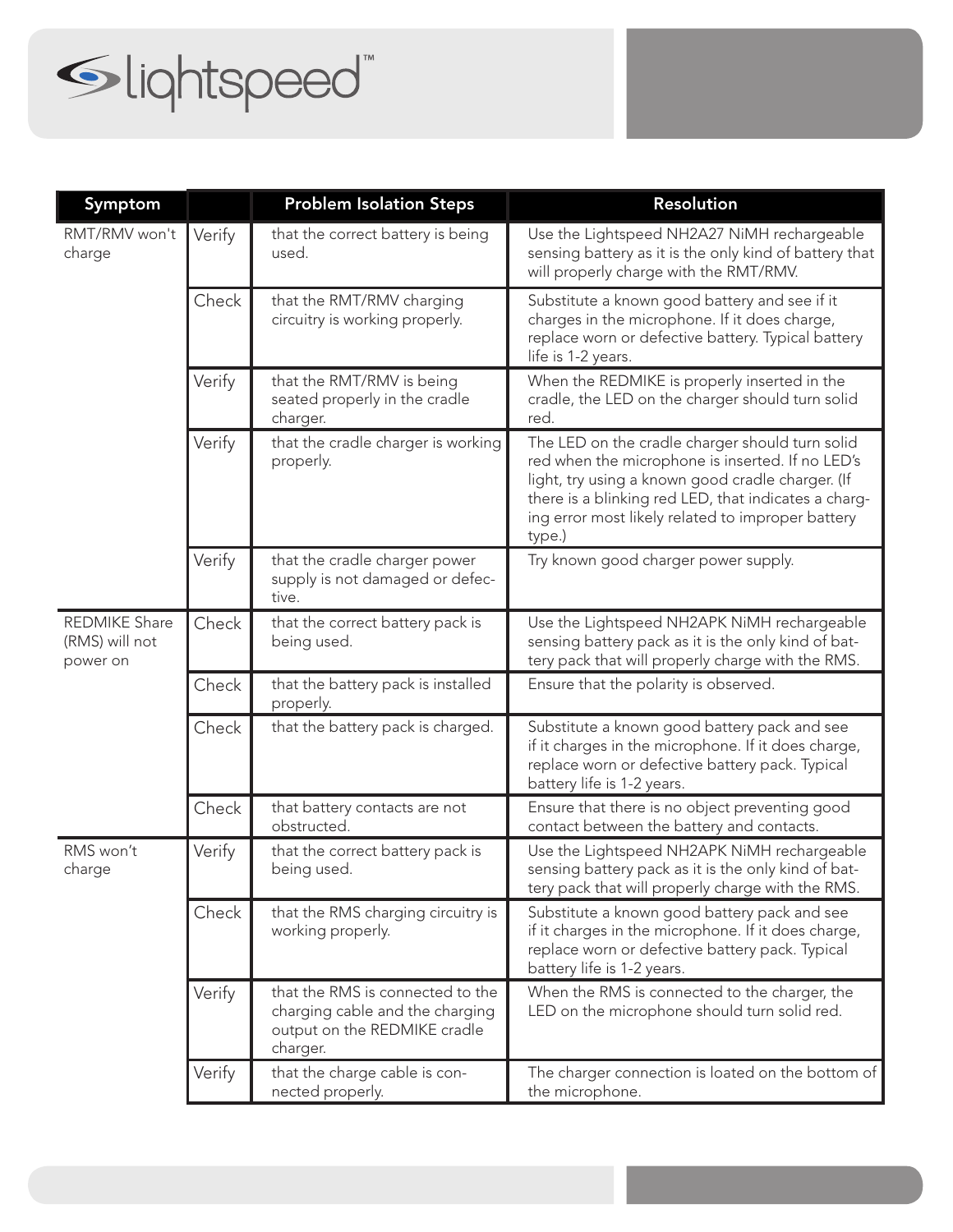| Symptom | | Problem Isolation Steps | Resolution |
|---|---|---|---|
| RMT/RMV won't charge | Verify | that the correct battery is being used. | Use the Lightspeed NH2A27 NiMH rechargeable sensing battery as it is the only kind of battery that will properly charge with the RMT/RMV. |
| | Check | that the RMT/RMV charging circuitry is working properly. | Substitute a known good battery and see if it charges in the microphone. If it does charge, replace worn or defective battery. Typical battery life is 1-2 years. |
| | Verify | that the RMT/RMV is being seated properly in the cradle charger. | When the REDMIKE is properly inserted in the cradle, the LED on the charger should turn solid red. |
| | Verify | that the cradle charger is working properly. | The LED on the cradle charger should turn solid red when the microphone is inserted. If no LED's light, try using a known good cradle charger. (If there is a blinking red LED, that indicates a charging error most likely related to improper battery type.) |
| | Verify | that the cradle charger power supply is not damaged or defective. | Try known good charger power supply. |
| REDMIKE Share (RMS) will not power on | Check | that the correct battery pack is being used. | Use the Lightspeed NH2APK NiMH rechargeable sensing battery pack as it is the only kind of battery pack that will properly charge with the RMS. |
| | Check | that the battery pack is installed properly. | Ensure that the polarity is observed. |
| | Check | that the battery pack is charged. | Substitute a known good battery pack and see if it charges in the microphone. If it does charge, replace worn or defective battery pack. Typical battery life is 1-2 years. |
| | Check | that battery contacts are not obstructed. | Ensure that there is no object preventing good contact between the battery and contacts. |
| RMS won't charge | Verify | that the correct battery pack is being used. | Use the Lightspeed NH2APK NiMH rechargeable sensing battery pack as it is the only kind of battery pack that will properly charge with the RMS. |
| | Check | that the RMS charging circuitry is working properly. | Substitute a known good battery pack and see if it charges in the microphone. If it does charge, replace worn or defective battery pack. Typical battery life is 1-2 years. |
| | Verify | that the RMS is connected to the charging cable and the charging output on the REDMIKE cradle charger. | When the RMS is connected to the charger, the LED on the microphone should turn solid red. |
| | Verify | that the charge cable is connected properly. | The charger connection is loated on the bottom of the microphone. |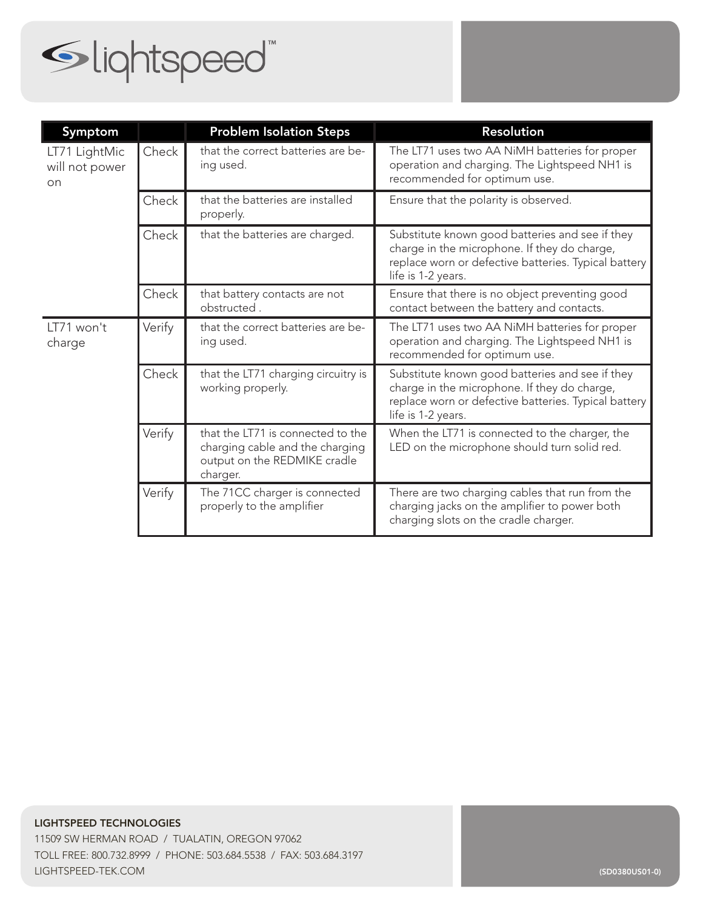| Symptom | | Problem Isolation Steps | Resolution |
|---|---|---|---|
| LT71 LightMic will not power on | Check | that the correct batteries are being used. | The LT71 uses two AA NiMH batteries for proper operation and charging. The Lightspeed NH1 is recommended for optimum use. |
| | Check | that the batteries are installed properly. | Ensure that the polarity is observed. |
| | Check | that the batteries are charged. | Substitute known good batteries and see if they charge in the microphone. If they do charge, replace worn or defective batteries. Typical battery life is 1-2 years. |
| | Check | that battery contacts are not obstructed . | Ensure that there is no object preventing good contact between the battery and contacts. |
| LT71 won't charge | Verify | that the correct batteries are being used. | The LT71 uses two AA NiMH batteries for proper operation and charging. The Lightspeed NH1 is recommended for optimum use. |
| | Check | that the LT71 charging circuitry is working properly. | Substitute known good batteries and see if they charge in the microphone. If they do charge, replace worn or defective batteries. Typical battery life is 1-2 years. |
| | Verify | that the LT71 is connected to the charging cable and the charging output on the REDMIKE cradle charger. | When the LT71 is connected to the charger, the LED on the microphone should turn solid red. |
| | Verify | The 71CC charger is connected properly to the amplifier | There are two charging cables that run from the charging jacks on the amplifier to power both charging slots on the cradle charger. |